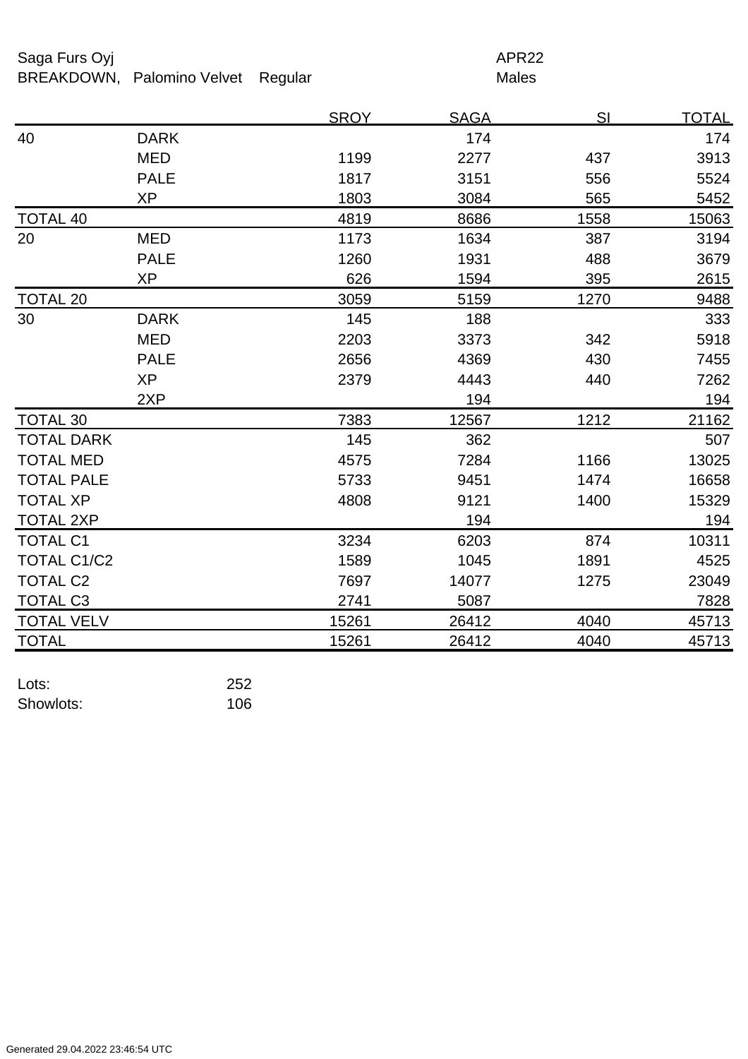Saga Furs Oyj | APR22

BREAKDOWN, Palomino Velvet Regular | Males

| | | SROY | SAGA | SI | TOTAL |
|---|---|---|---|---|---|
| 40 | DARK | | 174 | | 174 |
| | MED | 1199 | 2277 | 437 | 3913 |
| | PALE | 1817 | 3151 | 556 | 5524 |
| | XP | 1803 | 3084 | 565 | 5452 |
| TOTAL 40 | | 4819 | 8686 | 1558 | 15063 |
| 20 | MED | 1173 | 1634 | 387 | 3194 |
| | PALE | 1260 | 1931 | 488 | 3679 |
| | XP | 626 | 1594 | 395 | 2615 |
| TOTAL 20 | | 3059 | 5159 | 1270 | 9488 |
| 30 | DARK | 145 | 188 | | 333 |
| | MED | 2203 | 3373 | 342 | 5918 |
| | PALE | 2656 | 4369 | 430 | 7455 |
| | XP | 2379 | 4443 | 440 | 7262 |
| | 2XP | | 194 | | 194 |
| TOTAL 30 | | 7383 | 12567 | 1212 | 21162 |
| TOTAL DARK | | 145 | 362 | | 507 |
| TOTAL MED | | 4575 | 7284 | 1166 | 13025 |
| TOTAL PALE | | 5733 | 9451 | 1474 | 16658 |
| TOTAL XP | | 4808 | 9121 | 1400 | 15329 |
| TOTAL 2XP | | | 194 | | 194 |
| TOTAL C1 | | 3234 | 6203 | 874 | 10311 |
| TOTAL C1/C2 | | 1589 | 1045 | 1891 | 4525 |
| TOTAL C2 | | 7697 | 14077 | 1275 | 23049 |
| TOTAL C3 | | 2741 | 5087 | | 7828 |
| TOTAL VELV | | 15261 | 26412 | 4040 | 45713 |
| TOTAL | | 15261 | 26412 | 4040 | 45713 |

Lots: 252

Showlots: 106

Generated 29.04.2022 23:46:54 UTC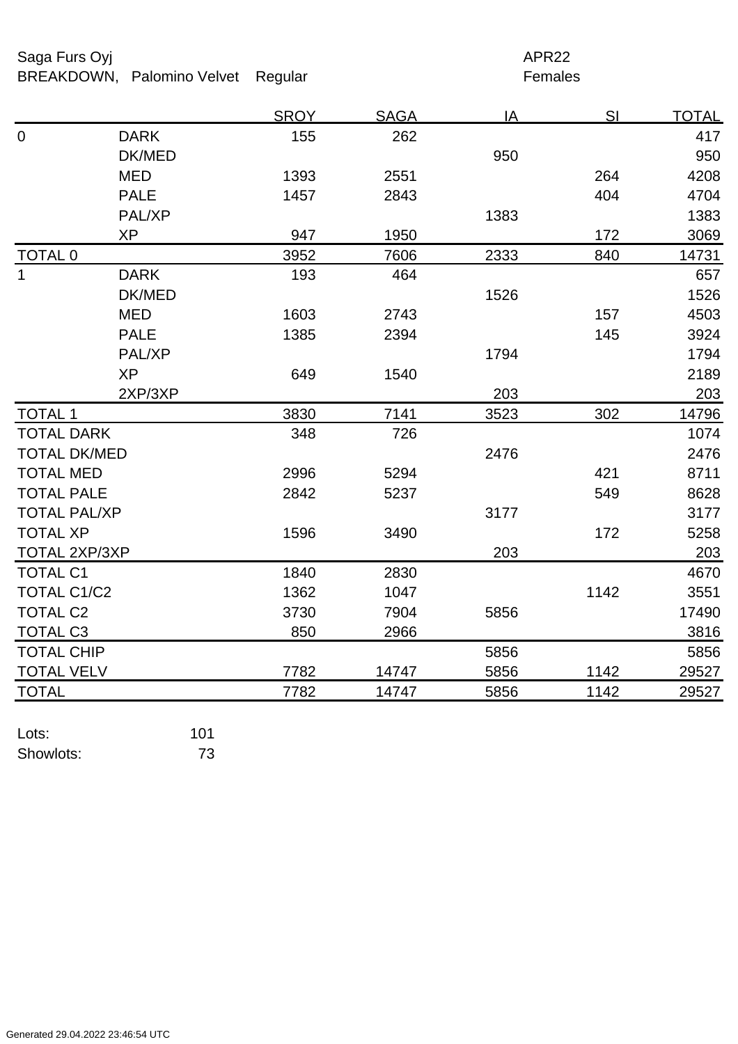Saga Furs Oyj | APR22

BREAKDOWN, Palomino Velvet Regular | Females

| | | SROY | SAGA | IA | SI | TOTAL |
|---|---|---|---|---|---|---|
| 0 | DARK | 155 | 262 | | | 417 |
| | DK/MED | | | 950 | | 950 |
| | MED | 1393 | 2551 | | 264 | 4208 |
| | PALE | 1457 | 2843 | | 404 | 4704 |
| | PAL/XP | | | 1383 | | 1383 |
| | XP | 947 | 1950 | | 172 | 3069 |
| TOTAL 0 | | 3952 | 7606 | 2333 | 840 | 14731 |
| 1 | DARK | 193 | 464 | | | 657 |
| | DK/MED | | | 1526 | | 1526 |
| | MED | 1603 | 2743 | | 157 | 4503 |
| | PALE | 1385 | 2394 | | 145 | 3924 |
| | PAL/XP | | | 1794 | | 1794 |
| | XP | 649 | 1540 | | | 2189 |
| | 2XP/3XP | | | 203 | | 203 |
| TOTAL 1 | | 3830 | 7141 | 3523 | 302 | 14796 |
| TOTAL DARK | | 348 | 726 | | | 1074 |
| TOTAL DK/MED | | | | 2476 | | 2476 |
| TOTAL MED | | 2996 | 5294 | | 421 | 8711 |
| TOTAL PALE | | 2842 | 5237 | | 549 | 8628 |
| TOTAL PAL/XP | | | | 3177 | | 3177 |
| TOTAL XP | | 1596 | 3490 | | 172 | 5258 |
| TOTAL 2XP/3XP | | | | 203 | | 203 |
| TOTAL C1 | | 1840 | 2830 | | | 4670 |
| TOTAL C1/C2 | | 1362 | 1047 | | 1142 | 3551 |
| TOTAL C2 | | 3730 | 7904 | 5856 | | 17490 |
| TOTAL C3 | | 850 | 2966 | | | 3816 |
| TOTAL CHIP | | | | 5856 | | 5856 |
| TOTAL VELV | | 7782 | 14747 | 5856 | 1142 | 29527 |
| TOTAL | | 7782 | 14747 | 5856 | 1142 | 29527 |

Lots: 101

Showlots: 73

Generated 29.04.2022 23:46:54 UTC